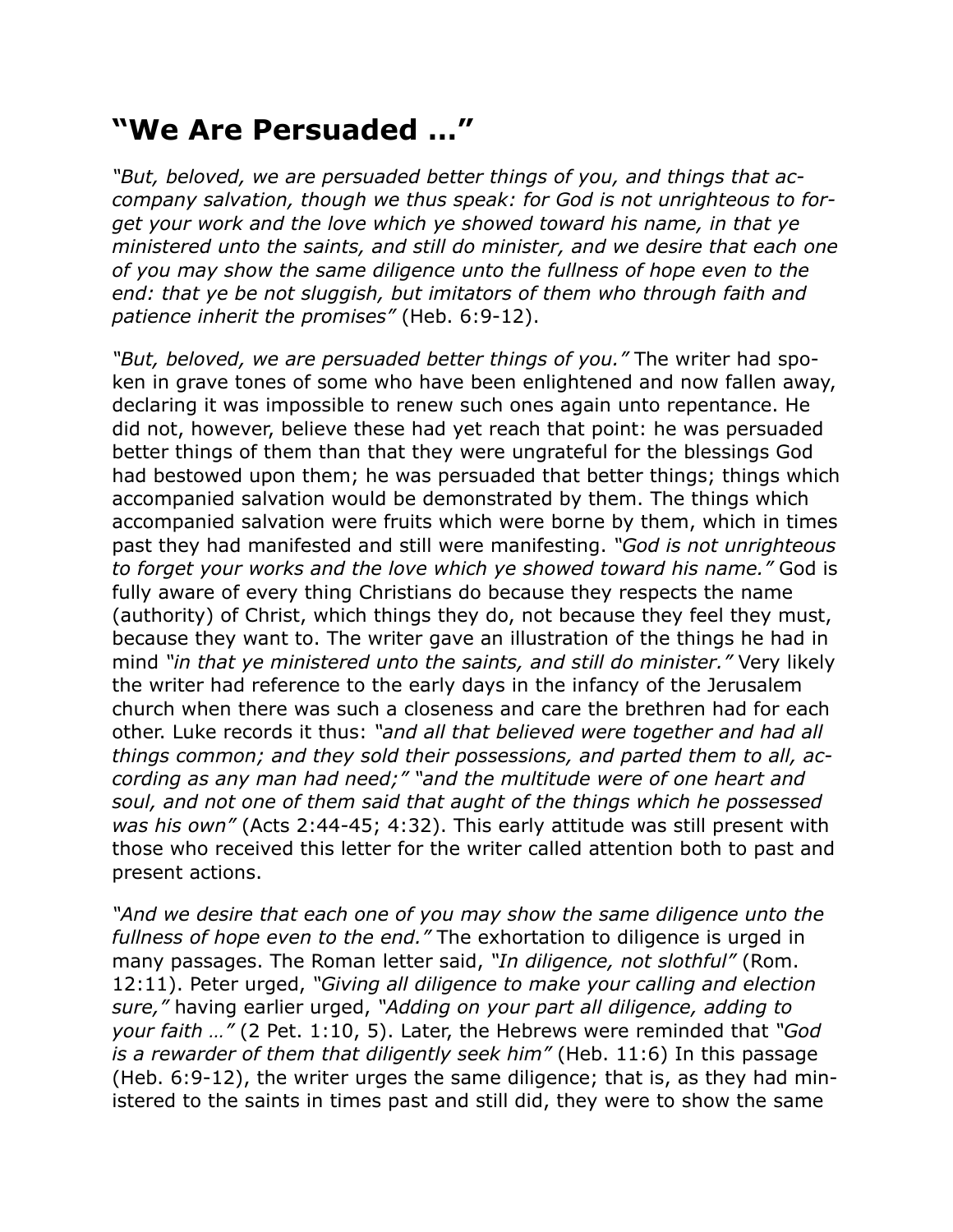# "We Are Persuaded …"

*"But, beloved, we are persuaded better things of you, and things that accompany salvation, though we thus speak: for God is not unrighteous to forget your work and the love which ye showed toward his name, in that ye ministered unto the saints, and still do minister, and we desire that each one of you may show the same diligence unto the fullness of hope even to the end: that ye be not sluggish, but imitators of them who through faith and patience inherit the promises"* (Heb. 6:9-12).

*"But, beloved, we are persuaded better things of you."* The writer had spoken in grave tones of some who have been enlightened and now fallen away, declaring it was impossible to renew such ones again unto repentance. He did not, however, believe these had yet reach that point: he was persuaded better things of them than that they were ungrateful for the blessings God had bestowed upon them; he was persuaded that better things; things which accompanied salvation would be demonstrated by them. The things which accompanied salvation were fruits which were borne by them, which in times past they had manifested and still were manifesting. *"God is not unrighteous to forget your works and the love which ye showed toward his name."* God is fully aware of every thing Christians do because they respects the name (authority) of Christ, which things they do, not because they feel they must, because they want to. The writer gave an illustration of the things he had in mind *"in that ye ministered unto the saints, and still do minister."* Very likely the writer had reference to the early days in the infancy of the Jerusalem church when there was such a closeness and care the brethren had for each other. Luke records it thus: *"and all that believed were together and had all things common; and they sold their possessions, and parted them to all, according as any man had need;" "and the multitude were of one heart and soul, and not one of them said that aught of the things which he possessed was his own"* (Acts 2:44-45; 4:32). This early attitude was still present with those who received this letter for the writer called attention both to past and present actions.

*"And we desire that each one of you may show the same diligence unto the fullness of hope even to the end."* The exhortation to diligence is urged in many passages. The Roman letter said, *"In diligence, not slothful"* (Rom. 12:11). Peter urged, *"Giving all diligence to make your calling and election sure,"* having earlier urged, *"Adding on your part all diligence, adding to your faith …"* (2 Pet. 1:10, 5). Later, the Hebrews were reminded that *"God is a rewarder of them that diligently seek him"* (Heb. 11:6) In this passage (Heb. 6:9-12), the writer urges the same diligence; that is, as they had ministered to the saints in times past and still did, they were to show the same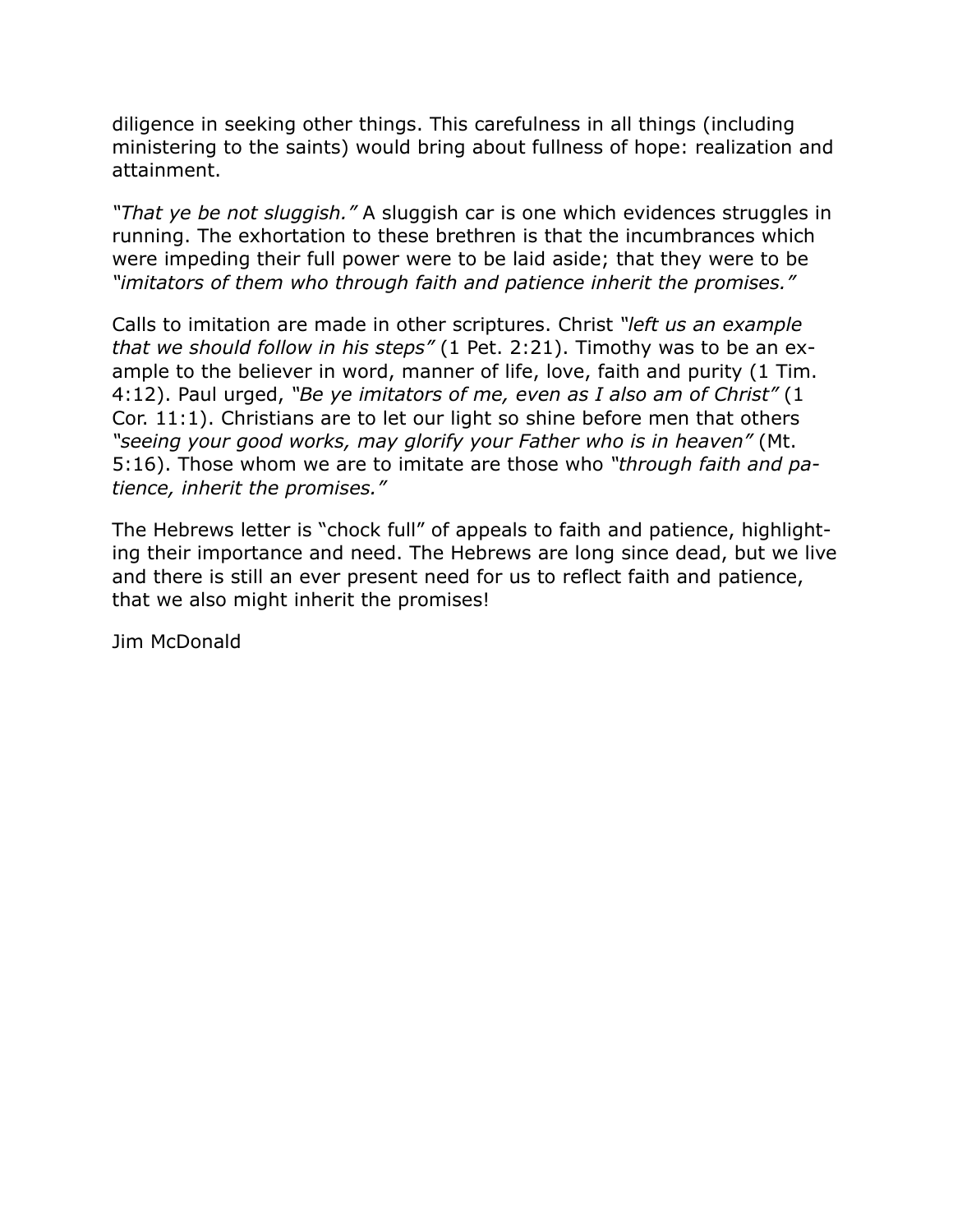diligence in seeking other things. This carefulness in all things (including ministering to the saints) would bring about fullness of hope: realization and attainment.

*"That ye be not sluggish."* A sluggish car is one which evidences struggles in running. The exhortation to these brethren is that the incumbrances which were impeding their full power were to be laid aside; that they were to be *"imitators of them who through faith and patience inherit the promises."*

Calls to imitation are made in other scriptures. Christ *"left us an example that we should follow in his steps"* (1 Pet. 2:21). Timothy was to be an example to the believer in word, manner of life, love, faith and purity (1 Tim. 4:12). Paul urged, *"Be ye imitators of me, even as I also am of Christ"* (1 Cor. 11:1). Christians are to let our light so shine before men that others *"seeing your good works, may glorify your Father who is in heaven"* (Mt. 5:16). Those whom we are to imitate are those who *"through faith and patience, inherit the promises."*

The Hebrews letter is "chock full" of appeals to faith and patience, highlighting their importance and need. The Hebrews are long since dead, but we live and there is still an ever present need for us to reflect faith and patience, that we also might inherit the promises!

Jim McDonald